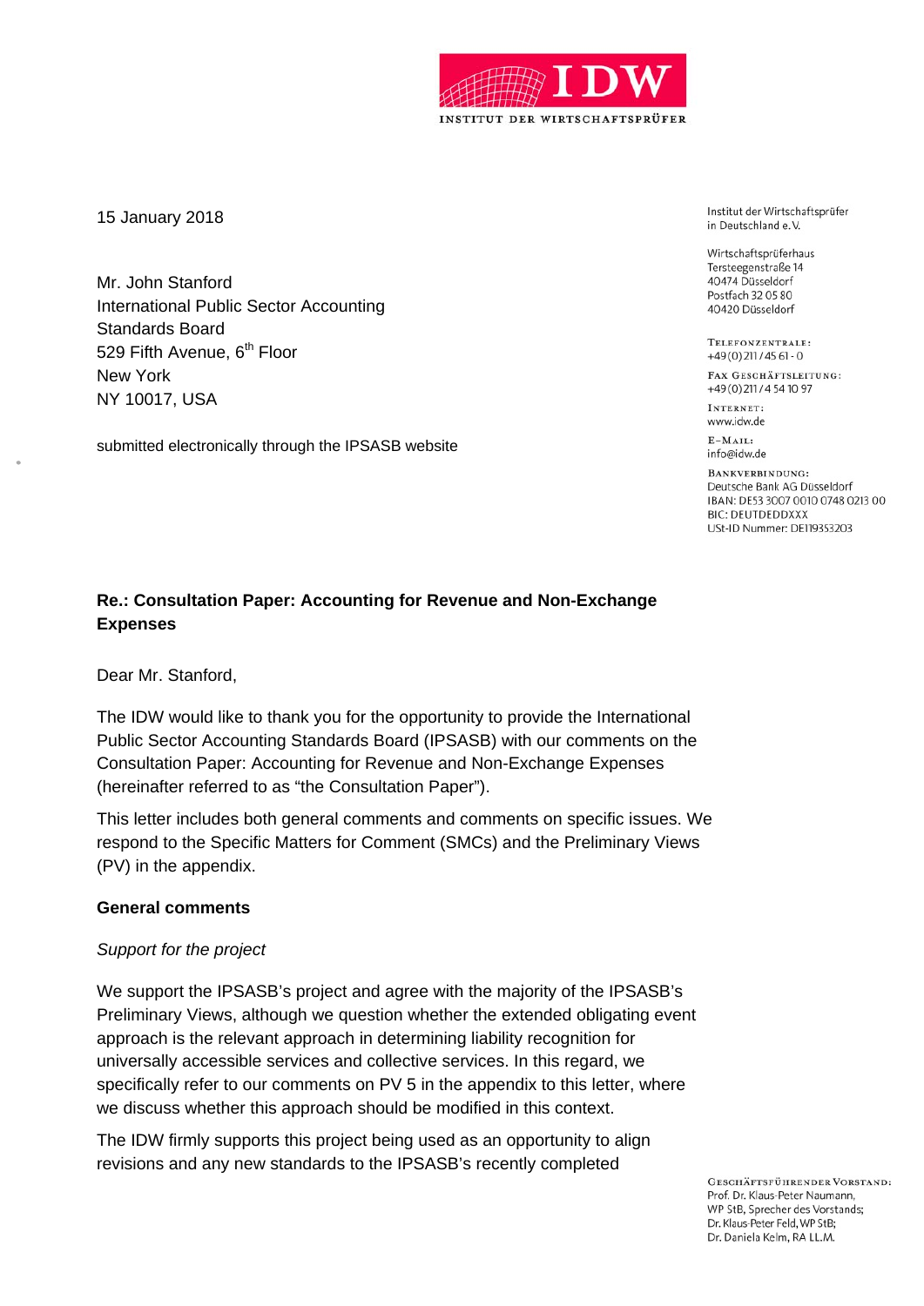IDW

INSTITUT DER WIRTSCHAFTSPRÜFER

15 January 2018

Institut der Wirtschaftsprüfer
in Deutschland e.V.

Wirtschaftsprüferhaus
Tersteegenstraße 14
40474 Düsseldorf
Postfach 32 05 80
40420 Düsseldorf

TELEFONZENTRALE:
+49 (0) 211 / 45 61 - 0

FAX GESCHÄFTSLEITUNG:
+49 (0) 211 / 4 54 10 97

INTERNET:
www.idw.de

E-MAIL:
info@idw.de

BANKVERBINDUNG:
Deutsche Bank AG Düsseldorf
IBAN: DE53 3007 0010 0748 0213 00
BIC: DEUTDEDDXXX
USt-ID Nummer: DE119353203

Mr. John Stanford
International Public Sector Accounting
Standards Board
529 Fifth Avenue, 6th Floor
New York
NY 10017, USA

submitted electronically through the IPSASB website

**Re.: Consultation Paper: Accounting for Revenue and Non-Exchange Expenses**

Dear Mr. Stanford,

The IDW would like to thank you for the opportunity to provide the International Public Sector Accounting Standards Board (IPSASB) with our comments on the Consultation Paper: Accounting for Revenue and Non-Exchange Expenses (hereinafter referred to as "the Consultation Paper").

This letter includes both general comments and comments on specific issues. We respond to the Specific Matters for Comment (SMCs) and the Preliminary Views (PV) in the appendix.

**General comments**

*Support for the project*

We support the IPSASB's project and agree with the majority of the IPSASB's Preliminary Views, although we question whether the extended obligating event approach is the relevant approach in determining liability recognition for universally accessible services and collective services. In this regard, we specifically refer to our comments on PV 5 in the appendix to this letter, where we discuss whether this approach should be modified in this context.

The IDW firmly supports this project being used as an opportunity to align revisions and any new standards to the IPSASB's recently completed

GESCHÄFTSFÜHRENDER VORSTAND:
Prof. Dr. Klaus-Peter Naumann, WP StB, Sprecher des Vorstands;
Dr. Klaus-Peter Feld, WP StB;
Dr. Daniela Kelm, RA LL.M.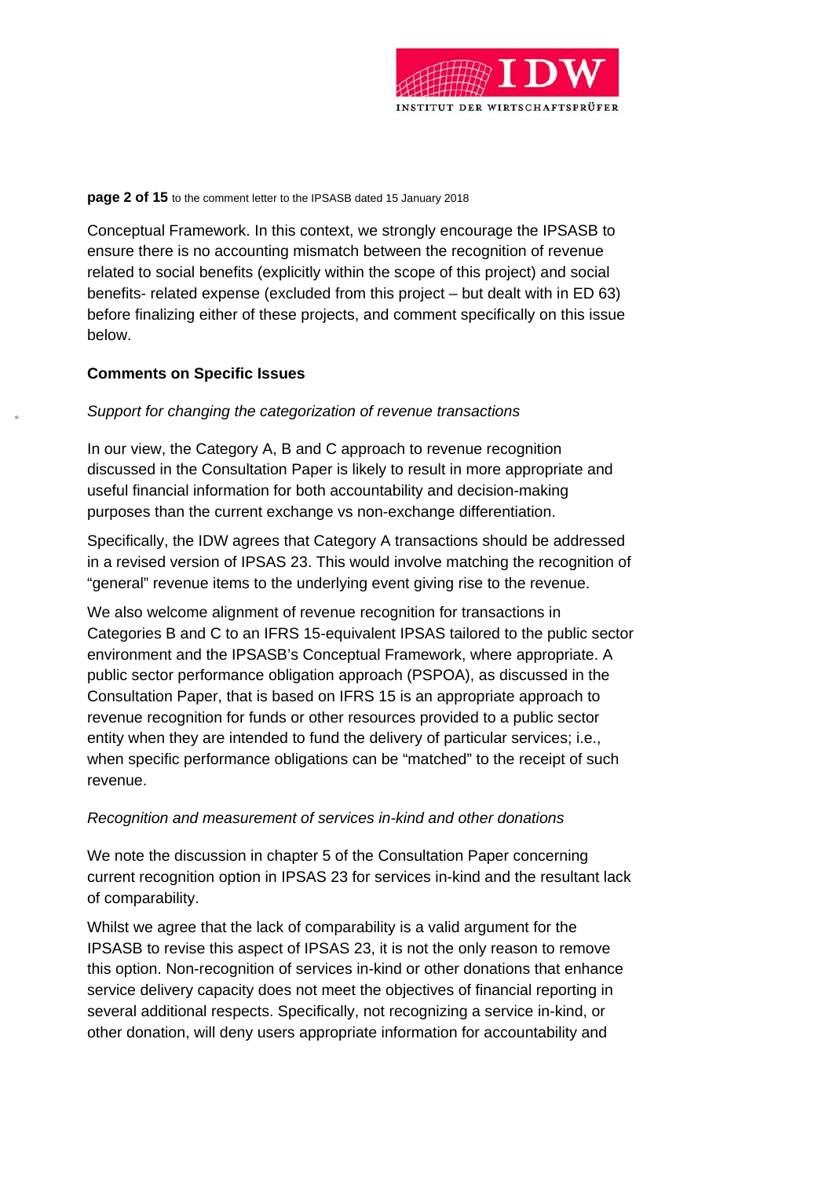Conceptual Framework. In this context, we strongly encourage the IPSASB to ensure there is no accounting mismatch between the recognition of revenue related to social benefits (explicitly within the scope of this project) and social benefits- related expense (excluded from this project – but dealt with in ED 63) before finalizing either of these projects, and comment specifically on this issue below.

**Comments on Specific Issues**

*Support for changing the categorization of revenue transactions*

In our view, the Category A, B and C approach to revenue recognition discussed in the Consultation Paper is likely to result in more appropriate and useful financial information for both accountability and decision-making purposes than the current exchange vs non-exchange differentiation.

Specifically, the IDW agrees that Category A transactions should be addressed in a revised version of IPSAS 23. This would involve matching the recognition of "general" revenue items to the underlying event giving rise to the revenue.

We also welcome alignment of revenue recognition for transactions in Categories B and C to an IFRS 15-equivalent IPSAS tailored to the public sector environment and the IPSASB's Conceptual Framework, where appropriate. A public sector performance obligation approach (PSPOA), as discussed in the Consultation Paper, that is based on IFRS 15 is an appropriate approach to revenue recognition for funds or other resources provided to a public sector entity when they are intended to fund the delivery of particular services; i.e., when specific performance obligations can be "matched" to the receipt of such revenue.

*Recognition and measurement of services in-kind and other donations*

We note the discussion in chapter 5 of the Consultation Paper concerning current recognition option in IPSAS 23 for services in-kind and the resultant lack of comparability.

Whilst we agree that the lack of comparability is a valid argument for the IPSASB to revise this aspect of IPSAS 23, it is not the only reason to remove this option. Non-recognition of services in-kind or other donations that enhance service delivery capacity does not meet the objectives of financial reporting in several additional respects. Specifically, not recognizing a service in-kind, or other donation, will deny users appropriate information for accountability and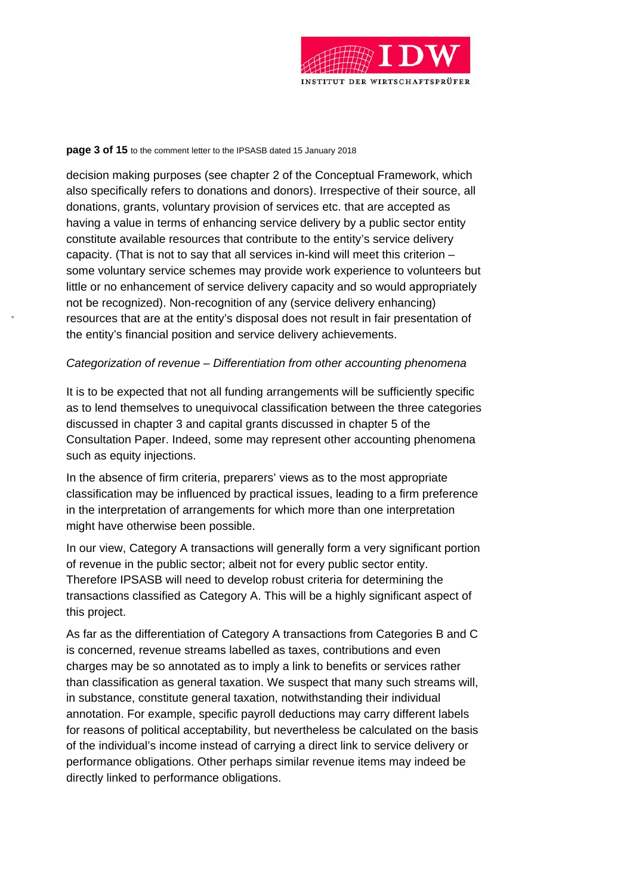decision making purposes (see chapter 2 of the Conceptual Framework, which also specifically refers to donations and donors). Irrespective of their source, all donations, grants, voluntary provision of services etc. that are accepted as having a value in terms of enhancing service delivery by a public sector entity constitute available resources that contribute to the entity's service delivery capacity. (That is not to say that all services in-kind will meet this criterion – some voluntary service schemes may provide work experience to volunteers but little or no enhancement of service delivery capacity and so would appropriately not be recognized). Non-recognition of any (service delivery enhancing) resources that are at the entity's disposal does not result in fair presentation of the entity's financial position and service delivery achievements.

*Categorization of revenue – Differentiation from other accounting phenomena*

It is to be expected that not all funding arrangements will be sufficiently specific as to lend themselves to unequivocal classification between the three categories discussed in chapter 3 and capital grants discussed in chapter 5 of the Consultation Paper. Indeed, some may represent other accounting phenomena such as equity injections.

In the absence of firm criteria, preparers' views as to the most appropriate classification may be influenced by practical issues, leading to a firm preference in the interpretation of arrangements for which more than one interpretation might have otherwise been possible.

In our view, Category A transactions will generally form a very significant portion of revenue in the public sector; albeit not for every public sector entity. Therefore IPSASB will need to develop robust criteria for determining the transactions classified as Category A. This will be a highly significant aspect of this project.

As far as the differentiation of Category A transactions from Categories B and C is concerned, revenue streams labelled as taxes, contributions and even charges may be so annotated as to imply a link to benefits or services rather than classification as general taxation. We suspect that many such streams will, in substance, constitute general taxation, notwithstanding their individual annotation. For example, specific payroll deductions may carry different labels for reasons of political acceptability, but nevertheless be calculated on the basis of the individual's income instead of carrying a direct link to service delivery or performance obligations. Other perhaps similar revenue items may indeed be directly linked to performance obligations.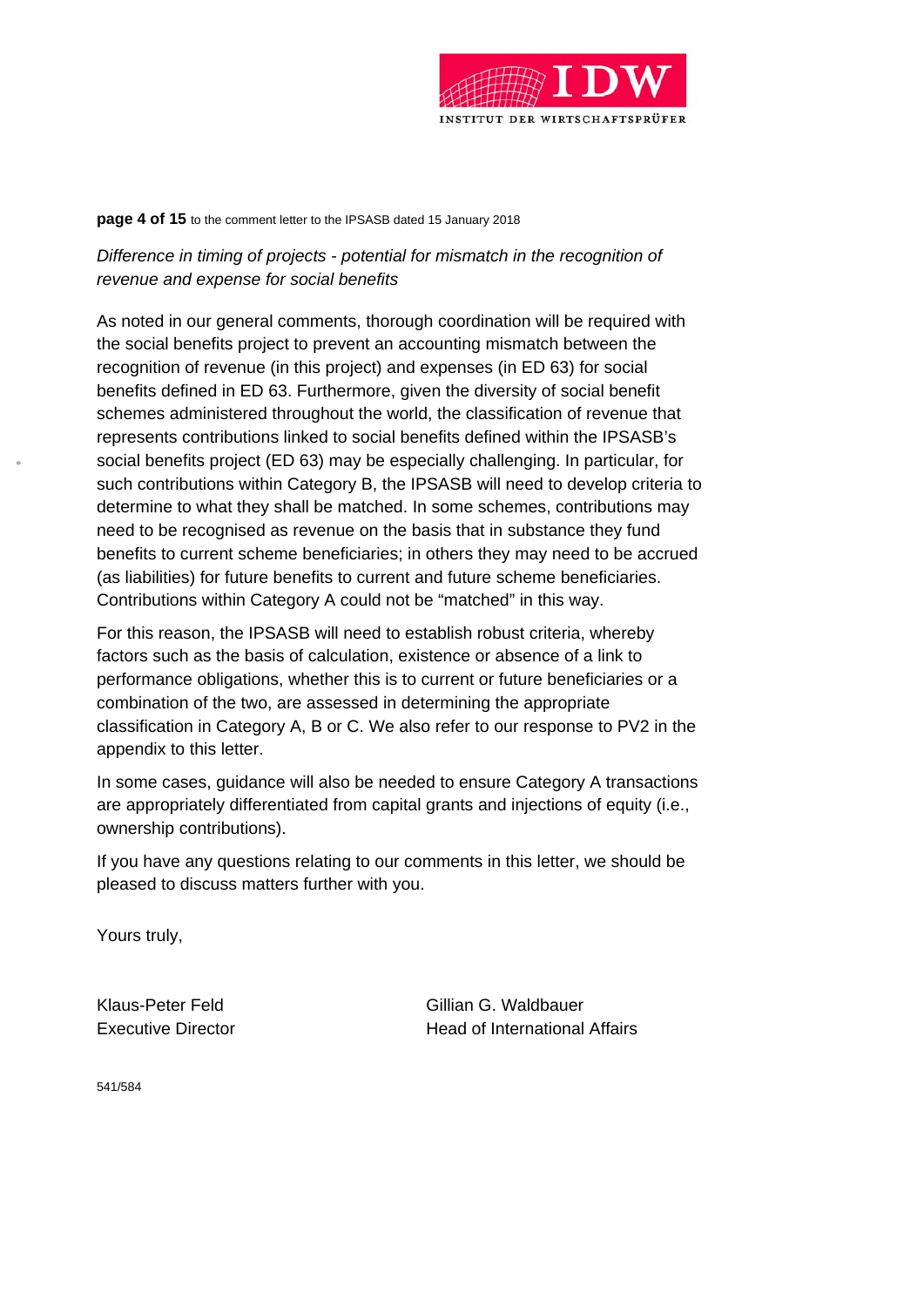*Difference in timing of projects - potential for mismatch in the recognition of revenue and expense for social benefits*

As noted in our general comments, thorough coordination will be required with the social benefits project to prevent an accounting mismatch between the recognition of revenue (in this project) and expenses (in ED 63) for social benefits defined in ED 63. Furthermore, given the diversity of social benefit schemes administered throughout the world, the classification of revenue that represents contributions linked to social benefits defined within the IPSASB's social benefits project (ED 63) may be especially challenging. In particular, for such contributions within Category B, the IPSASB will need to develop criteria to determine to what they shall be matched. In some schemes, contributions may need to be recognised as revenue on the basis that in substance they fund benefits to current scheme beneficiaries; in others they may need to be accrued (as liabilities) for future benefits to current and future scheme beneficiaries. Contributions within Category A could not be "matched" in this way.

For this reason, the IPSASB will need to establish robust criteria, whereby factors such as the basis of calculation, existence or absence of a link to performance obligations, whether this is to current or future beneficiaries or a combination of the two, are assessed in determining the appropriate classification in Category A, B or C. We also refer to our response to PV2 in the appendix to this letter.

In some cases, guidance will also be needed to ensure Category A transactions are appropriately differentiated from capital grants and injections of equity (i.e., ownership contributions).

If you have any questions relating to our comments in this letter, we should be pleased to discuss matters further with you.

Yours truly,

Klaus-Peter Feld
Executive Director

Gillian G. Waldbauer
Head of International Affairs

541/584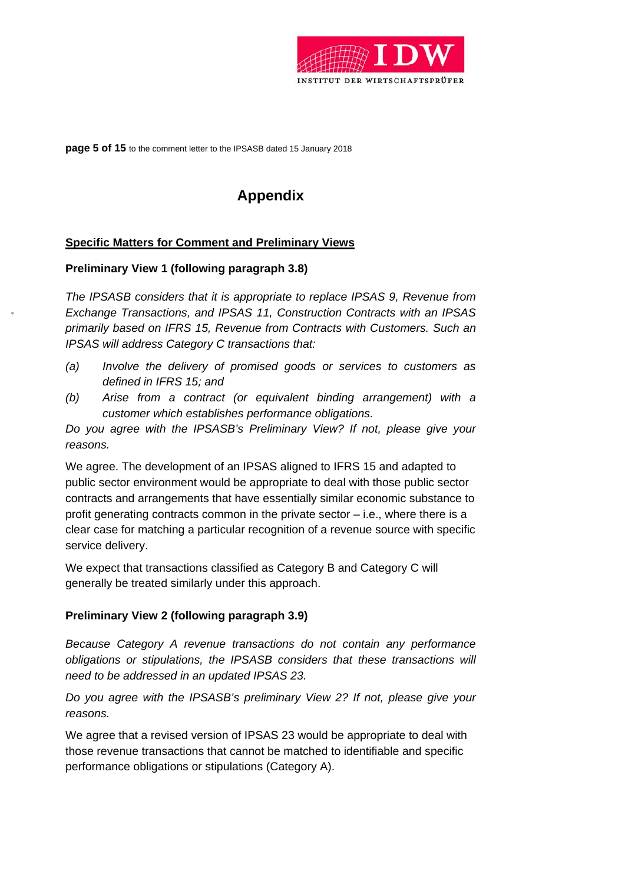# Appendix

## Specific Matters for Comment and Preliminary Views

### Preliminary View 1 (following paragraph 3.8)

*The IPSASB considers that it is appropriate to replace IPSAS 9, Revenue from Exchange Transactions, and IPSAS 11, Construction Contracts with an IPSAS primarily based on IFRS 15, Revenue from Contracts with Customers. Such an IPSAS will address Category C transactions that:*

*(a) Involve the delivery of promised goods or services to customers as defined in IFRS 15; and*

*(b) Arise from a contract (or equivalent binding arrangement) with a customer which establishes performance obligations.*

*Do you agree with the IPSASB's Preliminary View? If not, please give your reasons.*

We agree. The development of an IPSAS aligned to IFRS 15 and adapted to public sector environment would be appropriate to deal with those public sector contracts and arrangements that have essentially similar economic substance to profit generating contracts common in the private sector – i.e., where there is a clear case for matching a particular recognition of a revenue source with specific service delivery.

We expect that transactions classified as Category B and Category C will generally be treated similarly under this approach.

### Preliminary View 2 (following paragraph 3.9)

*Because Category A revenue transactions do not contain any performance obligations or stipulations, the IPSASB considers that these transactions will need to be addressed in an updated IPSAS 23.*

*Do you agree with the IPSASB's preliminary View 2? If not, please give your reasons.*

We agree that a revised version of IPSAS 23 would be appropriate to deal with those revenue transactions that cannot be matched to identifiable and specific performance obligations or stipulations (Category A).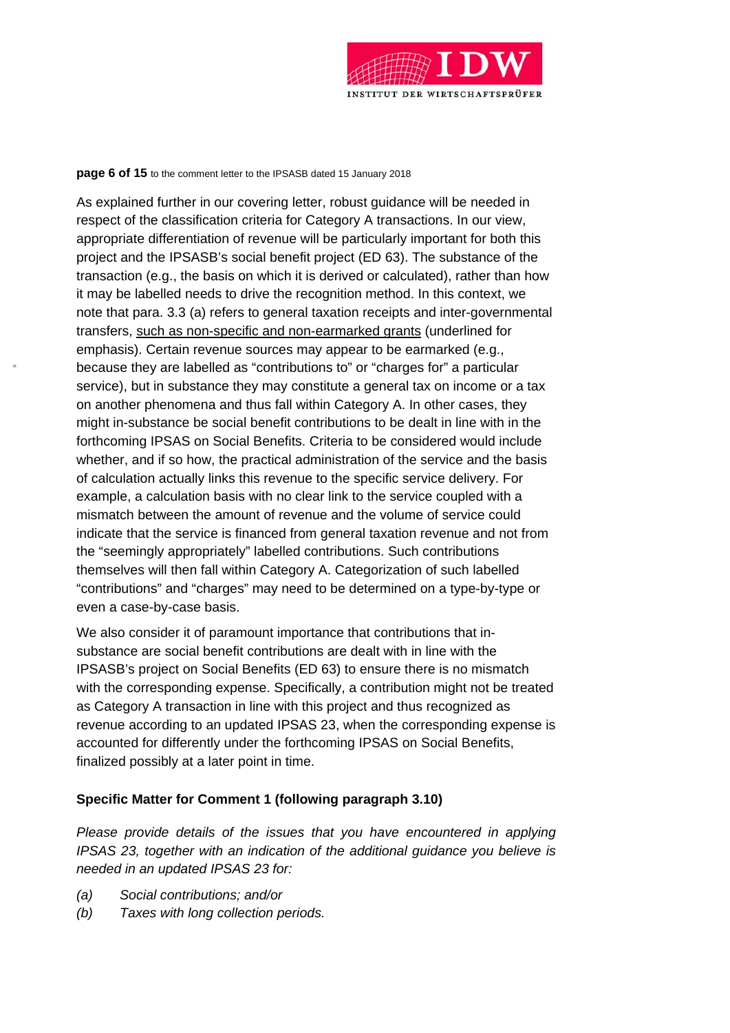As explained further in our covering letter, robust guidance will be needed in respect of the classification criteria for Category A transactions. In our view, appropriate differentiation of revenue will be particularly important for both this project and the IPSASB's social benefit project (ED 63). The substance of the transaction (e.g., the basis on which it is derived or calculated), rather than how it may be labelled needs to drive the recognition method. In this context, we note that para. 3.3 (a) refers to general taxation receipts and inter-governmental transfers, <u>such as non-specific and non-earmarked grants</u> (underlined for emphasis). Certain revenue sources may appear to be earmarked (e.g., because they are labelled as "contributions to" or "charges for" a particular service), but in substance they may constitute a general tax on income or a tax on another phenomena and thus fall within Category A. In other cases, they might in-substance be social benefit contributions to be dealt in line with in the forthcoming IPSAS on Social Benefits. Criteria to be considered would include whether, and if so how, the practical administration of the service and the basis of calculation actually links this revenue to the specific service delivery. For example, a calculation basis with no clear link to the service coupled with a mismatch between the amount of revenue and the volume of service could indicate that the service is financed from general taxation revenue and not from the "seemingly appropriately" labelled contributions. Such contributions themselves will then fall within Category A. Categorization of such labelled "contributions" and "charges" may need to be determined on a type-by-type or even a case-by-case basis.

We also consider it of paramount importance that contributions that in-substance are social benefit contributions are dealt with in line with the IPSASB's project on Social Benefits (ED 63) to ensure there is no mismatch with the corresponding expense. Specifically, a contribution might not be treated as Category A transaction in line with this project and thus recognized as revenue according to an updated IPSAS 23, when the corresponding expense is accounted for differently under the forthcoming IPSAS on Social Benefits, finalized possibly at a later point in time.

**Specific Matter for Comment 1 (following paragraph 3.10)**

*Please provide details of the issues that you have encountered in applying IPSAS 23, together with an indication of the additional guidance you believe is needed in an updated IPSAS 23 for:*

*(a) Social contributions; and/or*

*(b) Taxes with long collection periods.*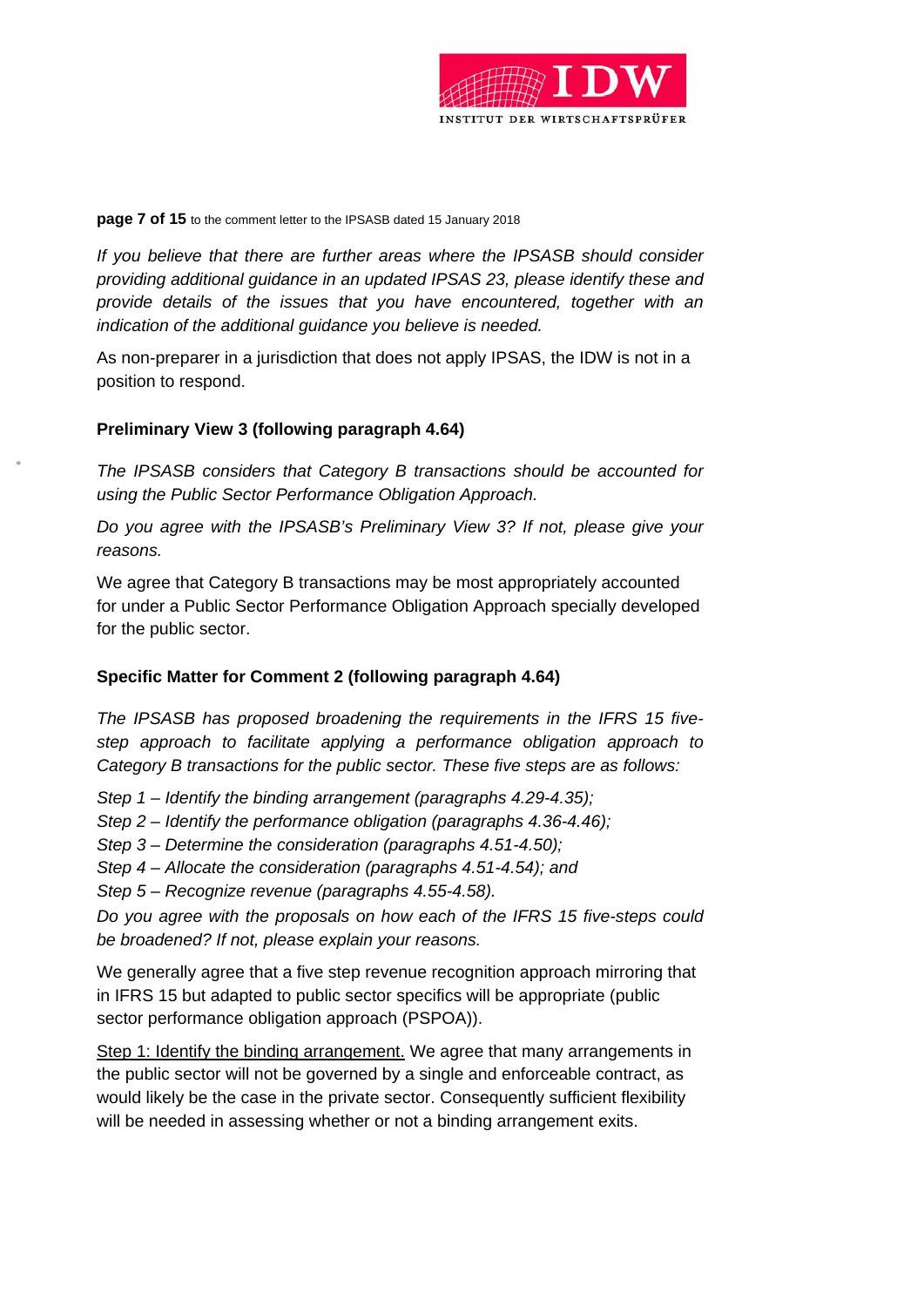*If you believe that there are further areas where the IPSASB should consider providing additional guidance in an updated IPSAS 23, please identify these and provide details of the issues that you have encountered, together with an indication of the additional guidance you believe is needed.*

As non-preparer in a jurisdiction that does not apply IPSAS, the IDW is not in a position to respond.

**Preliminary View 3 (following paragraph 4.64)**

*The IPSASB considers that Category B transactions should be accounted for using the Public Sector Performance Obligation Approach.*

*Do you agree with the IPSASB's Preliminary View 3? If not, please give your reasons.*

We agree that Category B transactions may be most appropriately accounted for under a Public Sector Performance Obligation Approach specially developed for the public sector.

**Specific Matter for Comment 2 (following paragraph 4.64)**

*The IPSASB has proposed broadening the requirements in the IFRS 15 five-step approach to facilitate applying a performance obligation approach to Category B transactions for the public sector. These five steps are as follows:*

*Step 1 – Identify the binding arrangement (paragraphs 4.29-4.35);*

*Step 2 – Identify the performance obligation (paragraphs 4.36-4.46);*

*Step 3 – Determine the consideration (paragraphs 4.51-4.50);*

*Step 4 – Allocate the consideration (paragraphs 4.51-4.54); and*

*Step 5 – Recognize revenue (paragraphs 4.55-4.58).*

*Do you agree with the proposals on how each of the IFRS 15 five-steps could be broadened? If not, please explain your reasons.*

We generally agree that a five step revenue recognition approach mirroring that in IFRS 15 but adapted to public sector specifics will be appropriate (public sector performance obligation approach (PSPOA)).

<u>Step 1: Identify the binding arrangement.</u> We agree that many arrangements in the public sector will not be governed by a single and enforceable contract, as would likely be the case in the private sector. Consequently sufficient flexibility will be needed in assessing whether or not a binding arrangement exits.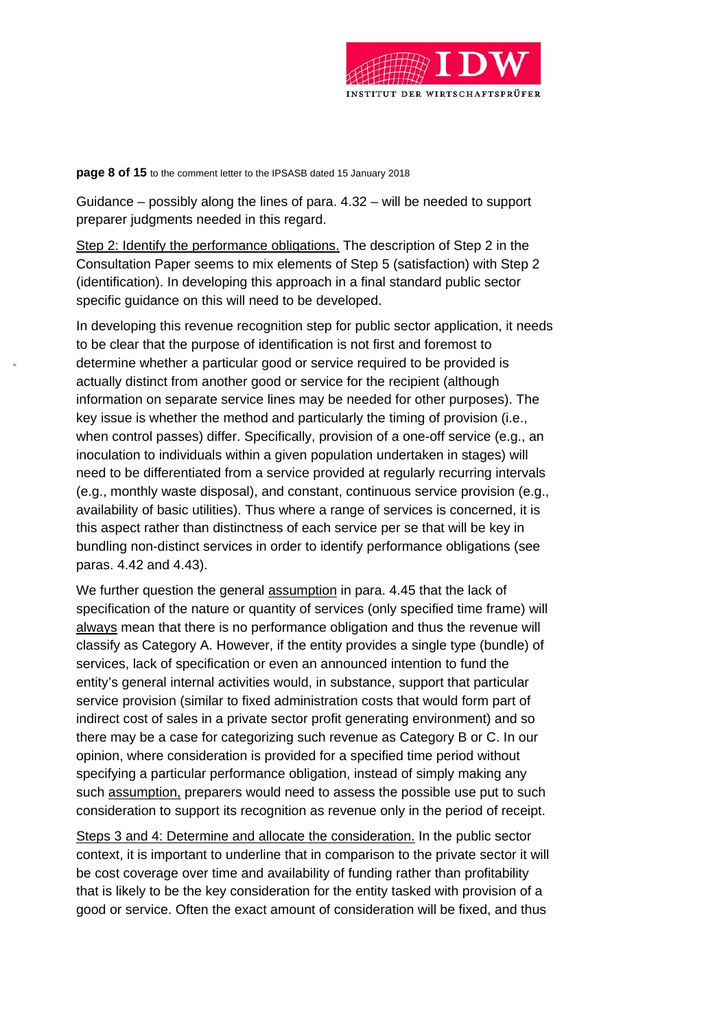Guidance – possibly along the lines of para. 4.32 – will be needed to support preparer judgments needed in this regard.

<u>Step 2: Identify the performance obligations.</u> The description of Step 2 in the Consultation Paper seems to mix elements of Step 5 (satisfaction) with Step 2 (identification). In developing this approach in a final standard public sector specific guidance on this will need to be developed.

In developing this revenue recognition step for public sector application, it needs to be clear that the purpose of identification is not first and foremost to determine whether a particular good or service required to be provided is actually distinct from another good or service for the recipient (although information on separate service lines may be needed for other purposes). The key issue is whether the method and particularly the timing of provision (i.e., when control passes) differ. Specifically, provision of a one-off service (e.g., an inoculation to individuals within a given population undertaken in stages) will need to be differentiated from a service provided at regularly recurring intervals (e.g., monthly waste disposal), and constant, continuous service provision (e.g., availability of basic utilities). Thus where a range of services is concerned, it is this aspect rather than distinctness of each service per se that will be key in bundling non-distinct services in order to identify performance obligations (see paras. 4.42 and 4.43).

We further question the general <u>assumption</u> in para. 4.45 that the lack of specification of the nature or quantity of services (only specified time frame) will <u>always</u> mean that there is no performance obligation and thus the revenue will classify as Category A. However, if the entity provides a single type (bundle) of services, lack of specification or even an announced intention to fund the entity's general internal activities would, in substance, support that particular service provision (similar to fixed administration costs that would form part of indirect cost of sales in a private sector profit generating environment) and so there may be a case for categorizing such revenue as Category B or C. In our opinion, where consideration is provided for a specified time period without specifying a particular performance obligation, instead of simply making any such <u>assumption,</u> preparers would need to assess the possible use put to such consideration to support its recognition as revenue only in the period of receipt.

<u>Steps 3 and 4: Determine and allocate the consideration.</u> In the public sector context, it is important to underline that in comparison to the private sector it will be cost coverage over time and availability of funding rather than profitability that is likely to be the key consideration for the entity tasked with provision of a good or service. Often the exact amount of consideration will be fixed, and thus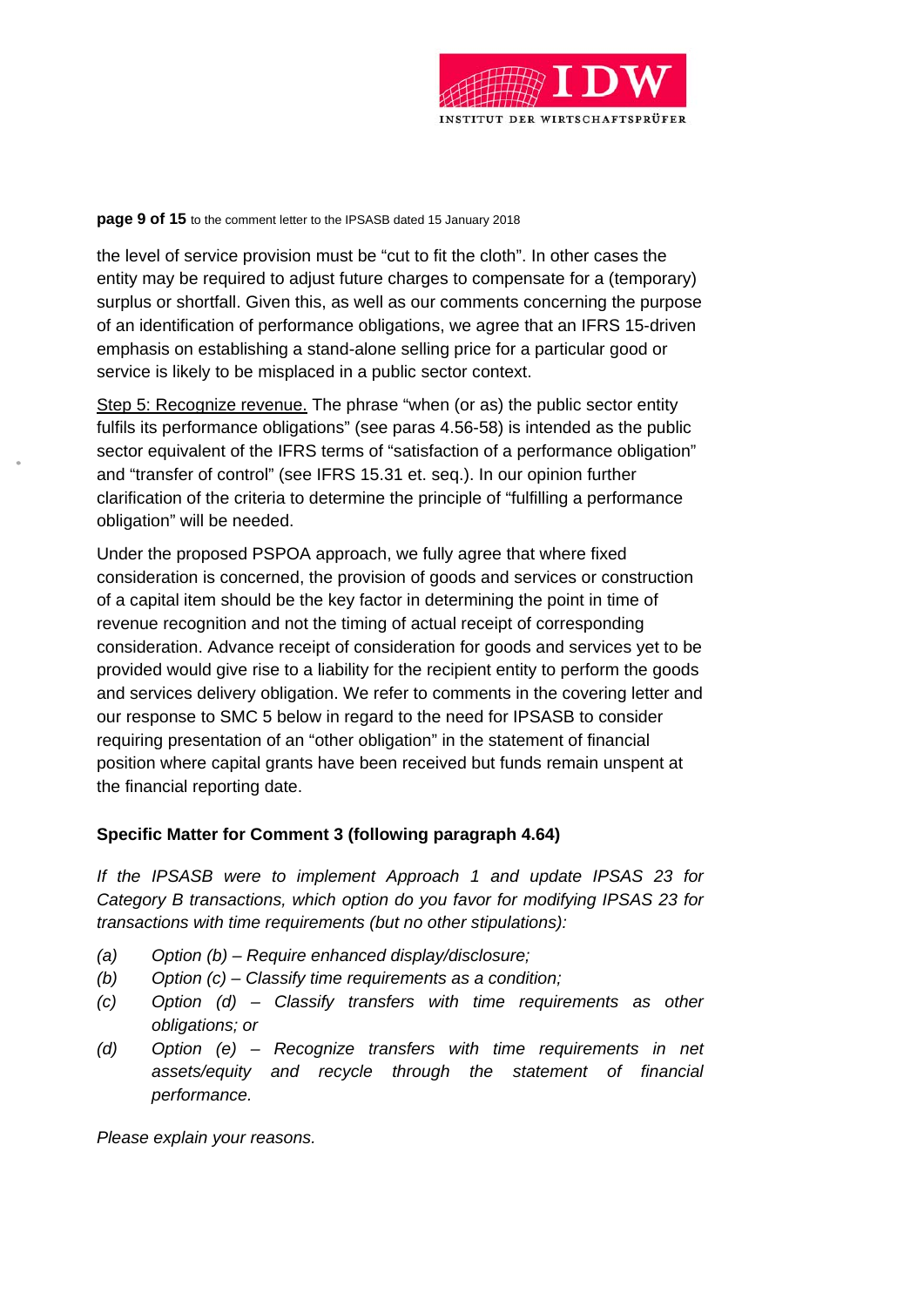the level of service provision must be "cut to fit the cloth". In other cases the entity may be required to adjust future charges to compensate for a (temporary) surplus or shortfall. Given this, as well as our comments concerning the purpose of an identification of performance obligations, we agree that an IFRS 15-driven emphasis on establishing a stand-alone selling price for a particular good or service is likely to be misplaced in a public sector context.

<u>Step 5: Recognize revenue.</u> The phrase "when (or as) the public sector entity fulfils its performance obligations" (see paras 4.56-58) is intended as the public sector equivalent of the IFRS terms of "satisfaction of a performance obligation" and "transfer of control" (see IFRS 15.31 et. seq.). In our opinion further clarification of the criteria to determine the principle of "fulfilling a performance obligation" will be needed.

Under the proposed PSPOA approach, we fully agree that where fixed consideration is concerned, the provision of goods and services or construction of a capital item should be the key factor in determining the point in time of revenue recognition and not the timing of actual receipt of corresponding consideration. Advance receipt of consideration for goods and services yet to be provided would give rise to a liability for the recipient entity to perform the goods and services delivery obligation. We refer to comments in the covering letter and our response to SMC 5 below in regard to the need for IPSASB to consider requiring presentation of an "other obligation" in the statement of financial position where capital grants have been received but funds remain unspent at the financial reporting date.

**Specific Matter for Comment 3 (following paragraph 4.64)**

*If the IPSASB were to implement Approach 1 and update IPSAS 23 for Category B transactions, which option do you favor for modifying IPSAS 23 for transactions with time requirements (but no other stipulations):*

*(a) Option (b) – Require enhanced display/disclosure;*

*(b) Option (c) – Classify time requirements as a condition;*

*(c) Option (d) – Classify transfers with time requirements as other obligations; or*

*(d) Option (e) – Recognize transfers with time requirements in net assets/equity and recycle through the statement of financial performance.*

*Please explain your reasons.*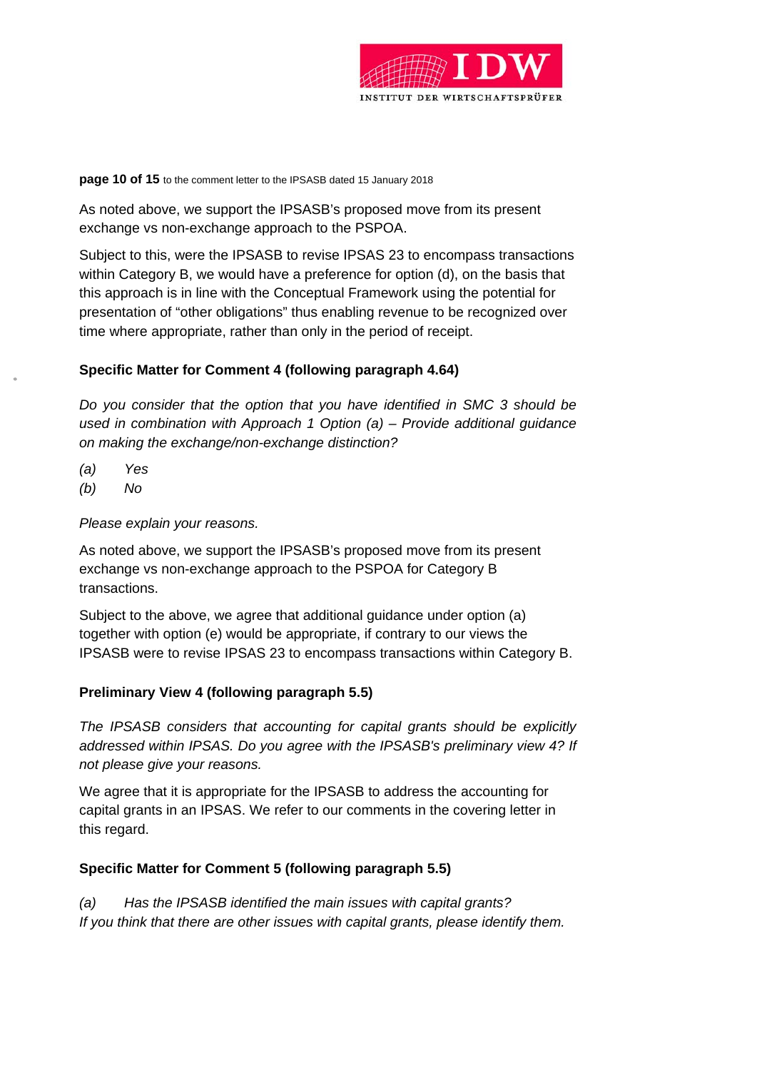As noted above, we support the IPSASB's proposed move from its present exchange vs non-exchange approach to the PSPOA.

Subject to this, were the IPSASB to revise IPSAS 23 to encompass transactions within Category B, we would have a preference for option (d), on the basis that this approach is in line with the Conceptual Framework using the potential for presentation of "other obligations" thus enabling revenue to be recognized over time where appropriate, rather than only in the period of receipt.

**Specific Matter for Comment 4 (following paragraph 4.64)**

*Do you consider that the option that you have identified in SMC 3 should be used in combination with Approach 1 Option (a) – Provide additional guidance on making the exchange/non-exchange distinction?*

*(a) Yes*

*(b) No*

*Please explain your reasons.*

As noted above, we support the IPSASB's proposed move from its present exchange vs non-exchange approach to the PSPOA for Category B transactions.

Subject to the above, we agree that additional guidance under option (a) together with option (e) would be appropriate, if contrary to our views the IPSASB were to revise IPSAS 23 to encompass transactions within Category B.

**Preliminary View 4 (following paragraph 5.5)**

*The IPSASB considers that accounting for capital grants should be explicitly addressed within IPSAS. Do you agree with the IPSASB's preliminary view 4? If not please give your reasons.*

We agree that it is appropriate for the IPSASB to address the accounting for capital grants in an IPSAS. We refer to our comments in the covering letter in this regard.

**Specific Matter for Comment 5 (following paragraph 5.5)**

*(a) Has the IPSASB identified the main issues with capital grants?*
*If you think that there are other issues with capital grants, please identify them.*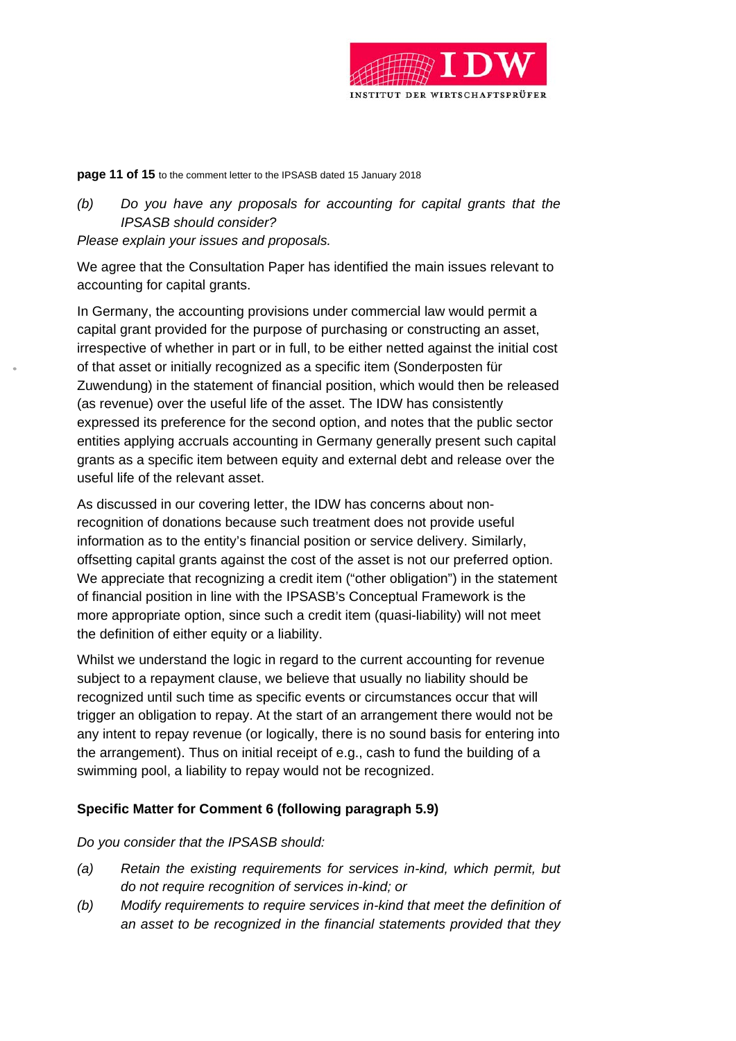*(b)   Do you have any proposals for accounting for capital grants that the IPSASB should consider?*

*Please explain your issues and proposals.*

We agree that the Consultation Paper has identified the main issues relevant to accounting for capital grants.

In Germany, the accounting provisions under commercial law would permit a capital grant provided for the purpose of purchasing or constructing an asset, irrespective of whether in part or in full, to be either netted against the initial cost of that asset or initially recognized as a specific item (Sonderposten für Zuwendung) in the statement of financial position, which would then be released (as revenue) over the useful life of the asset. The IDW has consistently expressed its preference for the second option, and notes that the public sector entities applying accruals accounting in Germany generally present such capital grants as a specific item between equity and external debt and release over the useful life of the relevant asset.

As discussed in our covering letter, the IDW has concerns about non-recognition of donations because such treatment does not provide useful information as to the entity's financial position or service delivery. Similarly, offsetting capital grants against the cost of the asset is not our preferred option. We appreciate that recognizing a credit item ("other obligation") in the statement of financial position in line with the IPSASB's Conceptual Framework is the more appropriate option, since such a credit item (quasi-liability) will not meet the definition of either equity or a liability.

Whilst we understand the logic in regard to the current accounting for revenue subject to a repayment clause, we believe that usually no liability should be recognized until such time as specific events or circumstances occur that will trigger an obligation to repay. At the start of an arrangement there would not be any intent to repay revenue (or logically, there is no sound basis for entering into the arrangement). Thus on initial receipt of e.g., cash to fund the building of a swimming pool, a liability to repay would not be recognized.

**Specific Matter for Comment 6 (following paragraph 5.9)**

*Do you consider that the IPSASB should:*

*(a)   Retain the existing requirements for services in-kind, which permit, but do not require recognition of services in-kind; or*

*(b)   Modify requirements to require services in-kind that meet the definition of an asset to be recognized in the financial statements provided that they*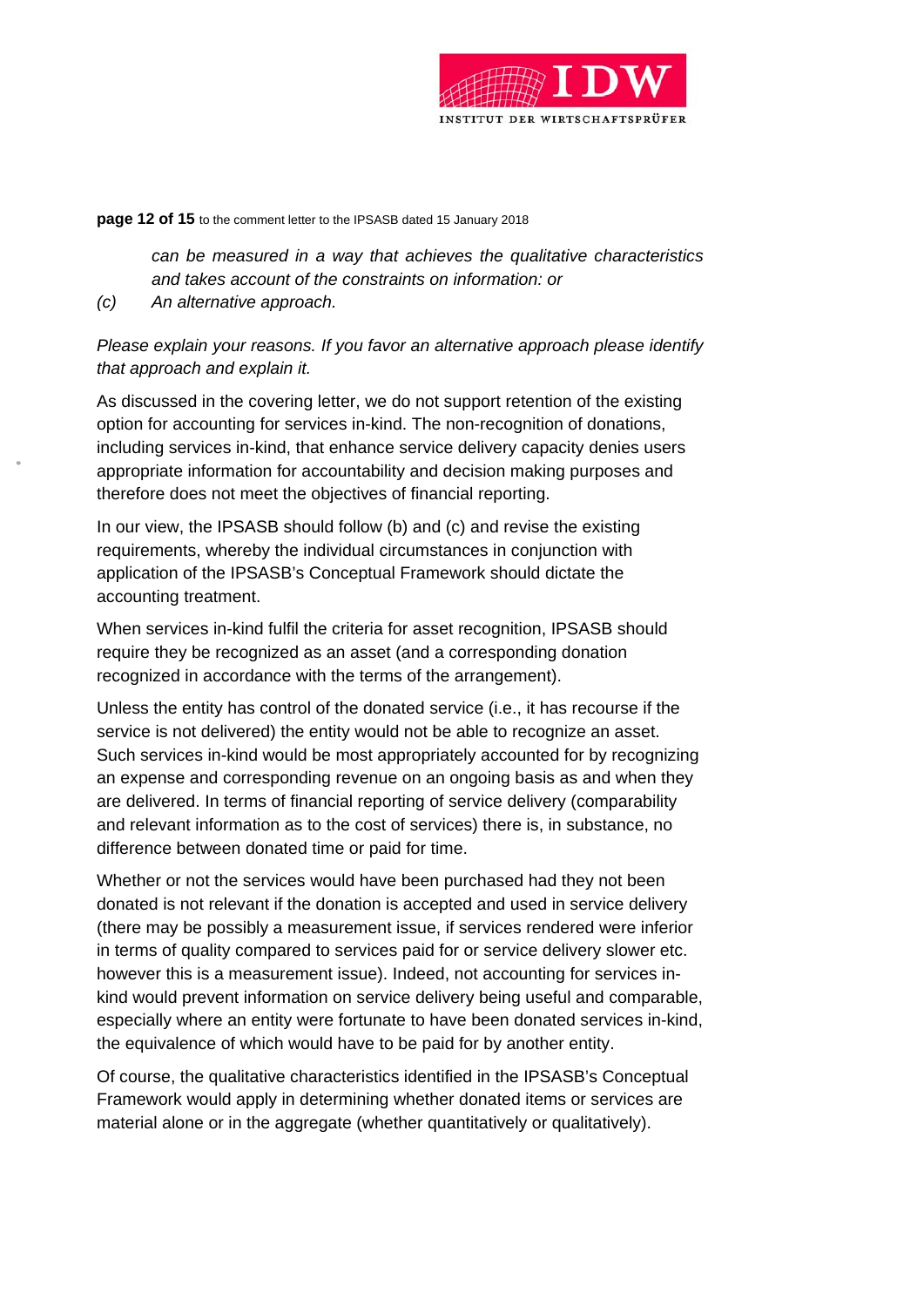*can be measured in a way that achieves the qualitative characteristics and takes account of the constraints on information: or*

*(c) An alternative approach.*

*Please explain your reasons. If you favor an alternative approach please identify that approach and explain it.*

As discussed in the covering letter, we do not support retention of the existing option for accounting for services in-kind. The non-recognition of donations, including services in-kind, that enhance service delivery capacity denies users appropriate information for accountability and decision making purposes and therefore does not meet the objectives of financial reporting.

In our view, the IPSASB should follow (b) and (c) and revise the existing requirements, whereby the individual circumstances in conjunction with application of the IPSASB's Conceptual Framework should dictate the accounting treatment.

When services in-kind fulfil the criteria for asset recognition, IPSASB should require they be recognized as an asset (and a corresponding donation recognized in accordance with the terms of the arrangement).

Unless the entity has control of the donated service (i.e., it has recourse if the service is not delivered) the entity would not be able to recognize an asset. Such services in-kind would be most appropriately accounted for by recognizing an expense and corresponding revenue on an ongoing basis as and when they are delivered. In terms of financial reporting of service delivery (comparability and relevant information as to the cost of services) there is, in substance, no difference between donated time or paid for time.

Whether or not the services would have been purchased had they not been donated is not relevant if the donation is accepted and used in service delivery (there may be possibly a measurement issue, if services rendered were inferior in terms of quality compared to services paid for or service delivery slower etc. however this is a measurement issue). Indeed, not accounting for services in-kind would prevent information on service delivery being useful and comparable, especially where an entity were fortunate to have been donated services in-kind, the equivalence of which would have to be paid for by another entity.

Of course, the qualitative characteristics identified in the IPSASB's Conceptual Framework would apply in determining whether donated items or services are material alone or in the aggregate (whether quantitatively or qualitatively).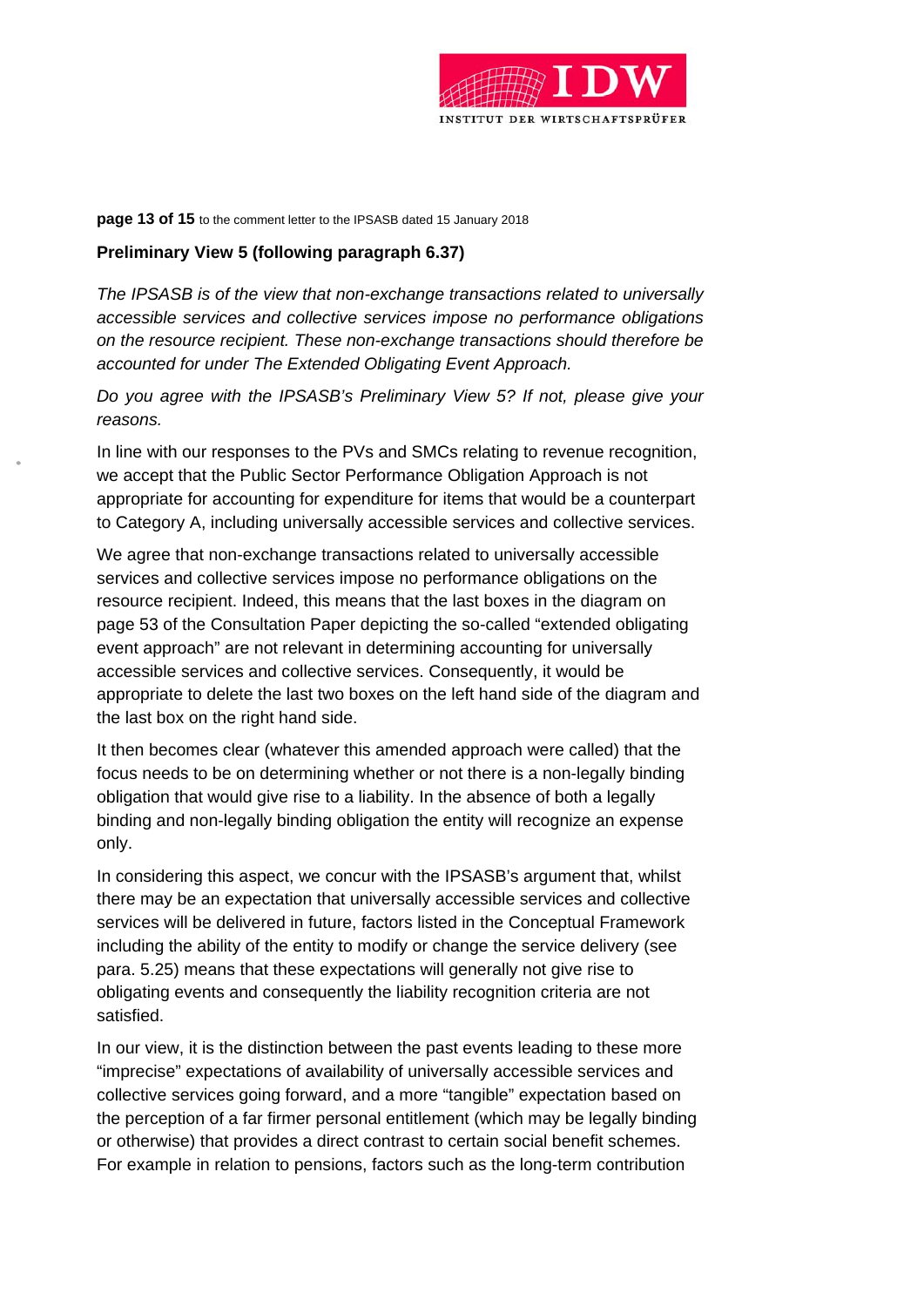**Preliminary View 5 (following paragraph 6.37)**

*The IPSASB is of the view that non-exchange transactions related to universally accessible services and collective services impose no performance obligations on the resource recipient. These non-exchange transactions should therefore be accounted for under The Extended Obligating Event Approach.*

*Do you agree with the IPSASB's Preliminary View 5? If not, please give your reasons.*

In line with our responses to the PVs and SMCs relating to revenue recognition, we accept that the Public Sector Performance Obligation Approach is not appropriate for accounting for expenditure for items that would be a counterpart to Category A, including universally accessible services and collective services.

We agree that non-exchange transactions related to universally accessible services and collective services impose no performance obligations on the resource recipient. Indeed, this means that the last boxes in the diagram on page 53 of the Consultation Paper depicting the so-called "extended obligating event approach" are not relevant in determining accounting for universally accessible services and collective services. Consequently, it would be appropriate to delete the last two boxes on the left hand side of the diagram and the last box on the right hand side.

It then becomes clear (whatever this amended approach were called) that the focus needs to be on determining whether or not there is a non-legally binding obligation that would give rise to a liability. In the absence of both a legally binding and non-legally binding obligation the entity will recognize an expense only.

In considering this aspect, we concur with the IPSASB's argument that, whilst there may be an expectation that universally accessible services and collective services will be delivered in future, factors listed in the Conceptual Framework including the ability of the entity to modify or change the service delivery (see para. 5.25) means that these expectations will generally not give rise to obligating events and consequently the liability recognition criteria are not satisfied.

In our view, it is the distinction between the past events leading to these more "imprecise" expectations of availability of universally accessible services and collective services going forward, and a more "tangible" expectation based on the perception of a far firmer personal entitlement (which may be legally binding or otherwise) that provides a direct contrast to certain social benefit schemes. For example in relation to pensions, factors such as the long-term contribution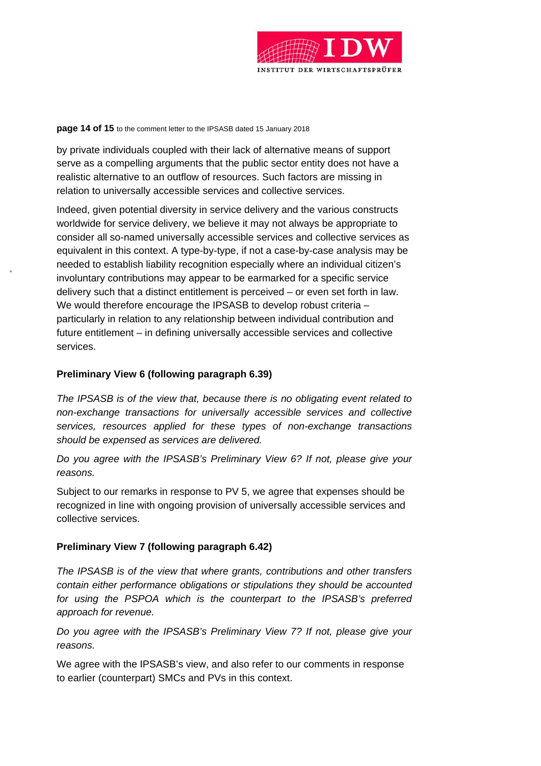by private individuals coupled with their lack of alternative means of support serve as a compelling arguments that the public sector entity does not have a realistic alternative to an outflow of resources. Such factors are missing in relation to universally accessible services and collective services.

Indeed, given potential diversity in service delivery and the various constructs worldwide for service delivery, we believe it may not always be appropriate to consider all so-named universally accessible services and collective services as equivalent in this context. A type-by-type, if not a case-by-case analysis may be needed to establish liability recognition especially where an individual citizen's involuntary contributions may appear to be earmarked for a specific service delivery such that a distinct entitlement is perceived – or even set forth in law. We would therefore encourage the IPSASB to develop robust criteria – particularly in relation to any relationship between individual contribution and future entitlement – in defining universally accessible services and collective services.

**Preliminary View 6 (following paragraph 6.39)**

*The IPSASB is of the view that, because there is no obligating event related to non-exchange transactions for universally accessible services and collective services, resources applied for these types of non-exchange transactions should be expensed as services are delivered.*

*Do you agree with the IPSASB's Preliminary View 6? If not, please give your reasons.*

Subject to our remarks in response to PV 5, we agree that expenses should be recognized in line with ongoing provision of universally accessible services and collective services.

**Preliminary View 7 (following paragraph 6.42)**

*The IPSASB is of the view that where grants, contributions and other transfers contain either performance obligations or stipulations they should be accounted for using the PSPOA which is the counterpart to the IPSASB's preferred approach for revenue.*

*Do you agree with the IPSASB's Preliminary View 7? If not, please give your reasons.*

We agree with the IPSASB's view, and also refer to our comments in response to earlier (counterpart) SMCs and PVs in this context.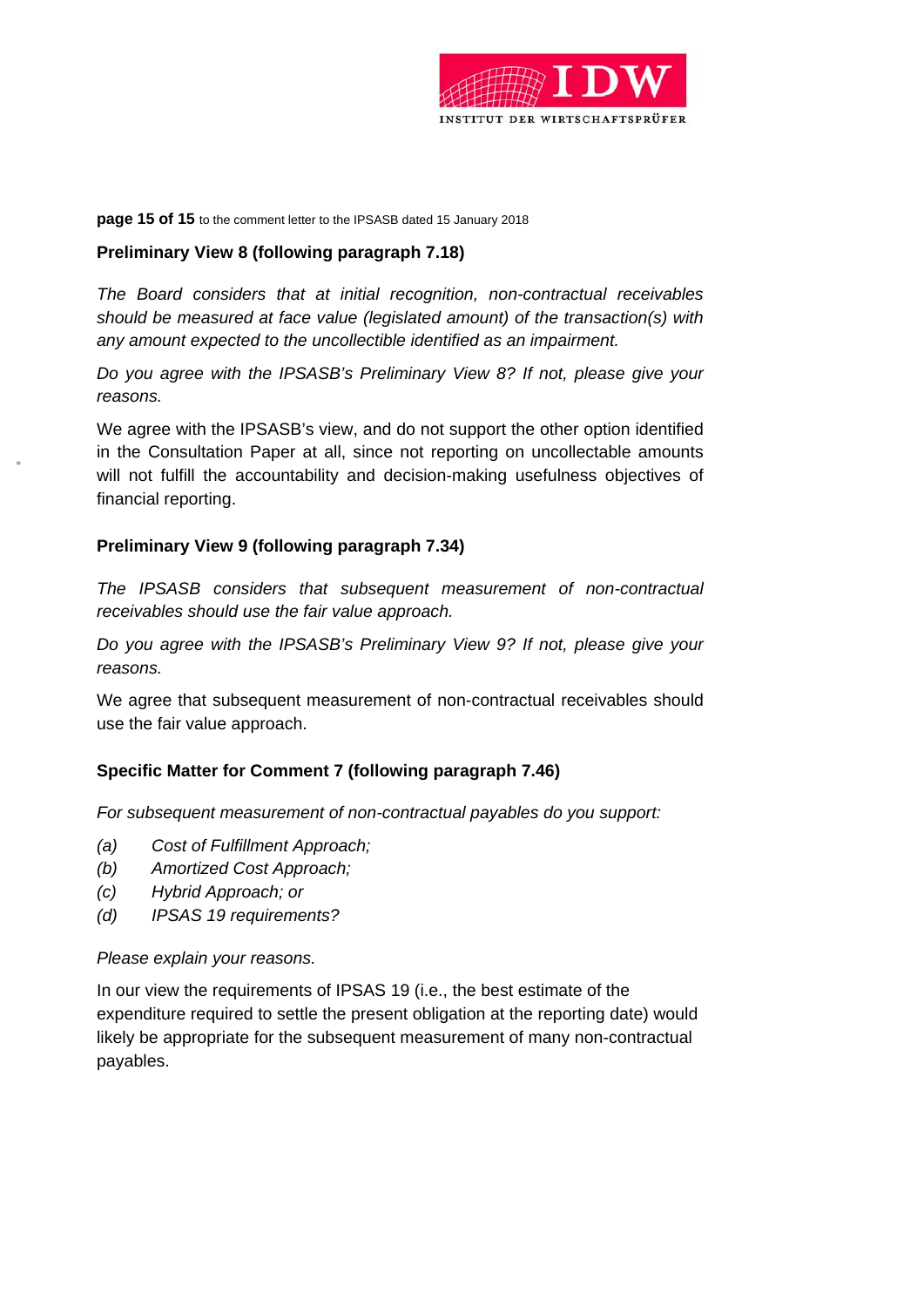### Preliminary View 8 (following paragraph 7.18)

*The Board considers that at initial recognition, non-contractual receivables should be measured at face value (legislated amount) of the transaction(s) with any amount expected to the uncollectible identified as an impairment.*

*Do you agree with the IPSASB's Preliminary View 8? If not, please give your reasons.*

We agree with the IPSASB's view, and do not support the other option identified in the Consultation Paper at all, since not reporting on uncollectable amounts will not fulfill the accountability and decision-making usefulness objectives of financial reporting.

### Preliminary View 9 (following paragraph 7.34)

*The IPSASB considers that subsequent measurement of non-contractual receivables should use the fair value approach.*

*Do you agree with the IPSASB's Preliminary View 9? If not, please give your reasons.*

We agree that subsequent measurement of non-contractual receivables should use the fair value approach.

### Specific Matter for Comment 7 (following paragraph 7.46)

*For subsequent measurement of non-contractual payables do you support:*

*(a) Cost of Fulfillment Approach;*
*(b) Amortized Cost Approach;*
*(c) Hybrid Approach; or*
*(d) IPSAS 19 requirements?*

*Please explain your reasons.*

In our view the requirements of IPSAS 19 (i.e., the best estimate of the expenditure required to settle the present obligation at the reporting date) would likely be appropriate for the subsequent measurement of many non-contractual payables.